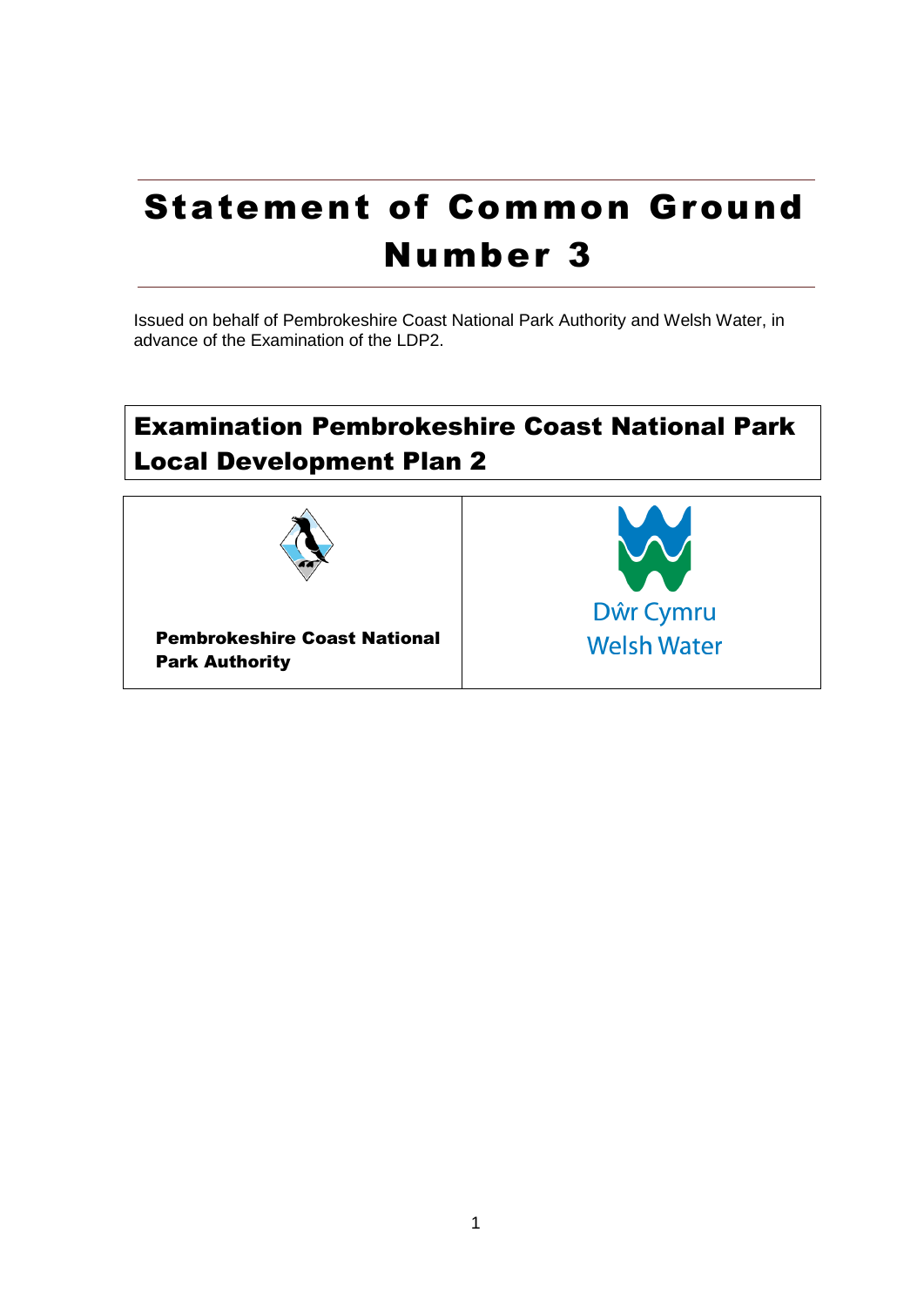# Statement of Common Ground Number 3

Issued on behalf of Pembrokeshire Coast National Park Authority and Welsh Water, in advance of the Examination of the LDP2.

## Examination Pembrokeshire Coast National Park Local Development Plan 2

| **Pembrokeshire Coast National Park Authority** | Dŵr Cymru Welsh Water |
| --- | --- |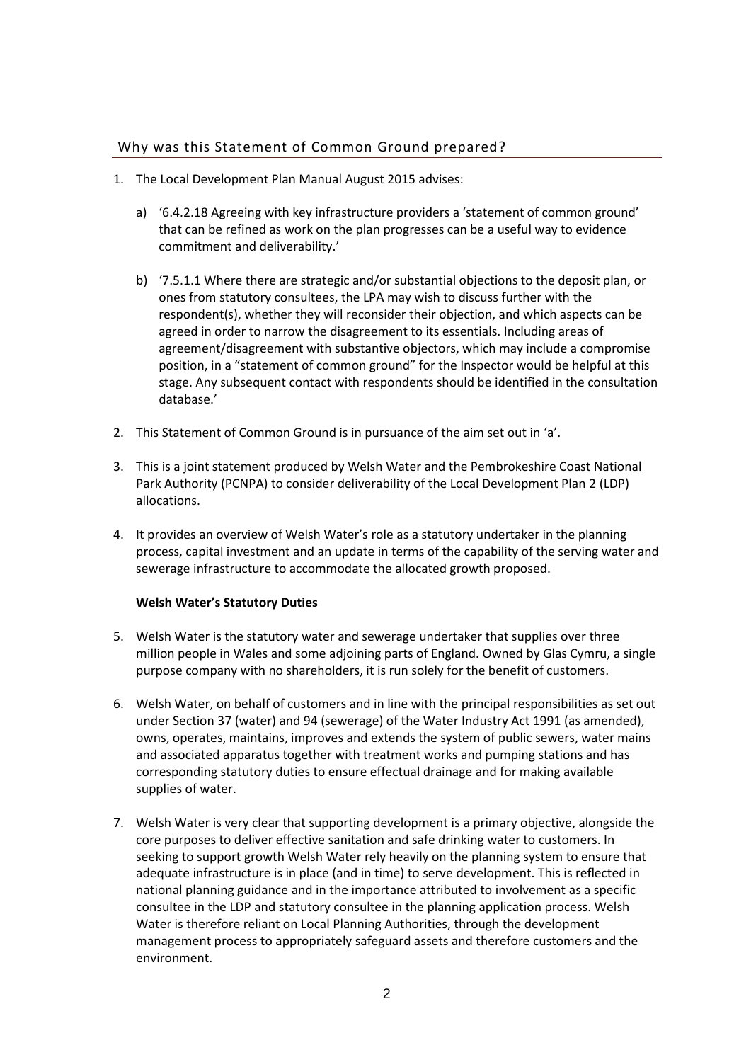## Why was this Statement of Common Ground prepared?

1. The Local Development Plan Manual August 2015 advises:

   a) '6.4.2.18 Agreeing with key infrastructure providers a 'statement of common ground' that can be refined as work on the plan progresses can be a useful way to evidence commitment and deliverability.'

   b) '7.5.1.1 Where there are strategic and/or substantial objections to the deposit plan, or ones from statutory consultees, the LPA may wish to discuss further with the respondent(s), whether they will reconsider their objection, and which aspects can be agreed in order to narrow the disagreement to its essentials. Including areas of agreement/disagreement with substantive objectors, which may include a compromise position, in a "statement of common ground" for the Inspector would be helpful at this stage. Any subsequent contact with respondents should be identified in the consultation database.'

2. This Statement of Common Ground is in pursuance of the aim set out in 'a'.

3. This is a joint statement produced by Welsh Water and the Pembrokeshire Coast National Park Authority (PCNPA) to consider deliverability of the Local Development Plan 2 (LDP) allocations.

4. It provides an overview of Welsh Water's role as a statutory undertaker in the planning process, capital investment and an update in terms of the capability of the serving water and sewerage infrastructure to accommodate the allocated growth proposed.

**Welsh Water's Statutory Duties**

5. Welsh Water is the statutory water and sewerage undertaker that supplies over three million people in Wales and some adjoining parts of England. Owned by Glas Cymru, a single purpose company with no shareholders, it is run solely for the benefit of customers.

6. Welsh Water, on behalf of customers and in line with the principal responsibilities as set out under Section 37 (water) and 94 (sewerage) of the Water Industry Act 1991 (as amended), owns, operates, maintains, improves and extends the system of public sewers, water mains and associated apparatus together with treatment works and pumping stations and has corresponding statutory duties to ensure effectual drainage and for making available supplies of water.

7. Welsh Water is very clear that supporting development is a primary objective, alongside the core purposes to deliver effective sanitation and safe drinking water to customers. In seeking to support growth Welsh Water rely heavily on the planning system to ensure that adequate infrastructure is in place (and in time) to serve development. This is reflected in national planning guidance and in the importance attributed to involvement as a specific consultee in the LDP and statutory consultee in the planning application process. Welsh Water is therefore reliant on Local Planning Authorities, through the development management process to appropriately safeguard assets and therefore customers and the environment.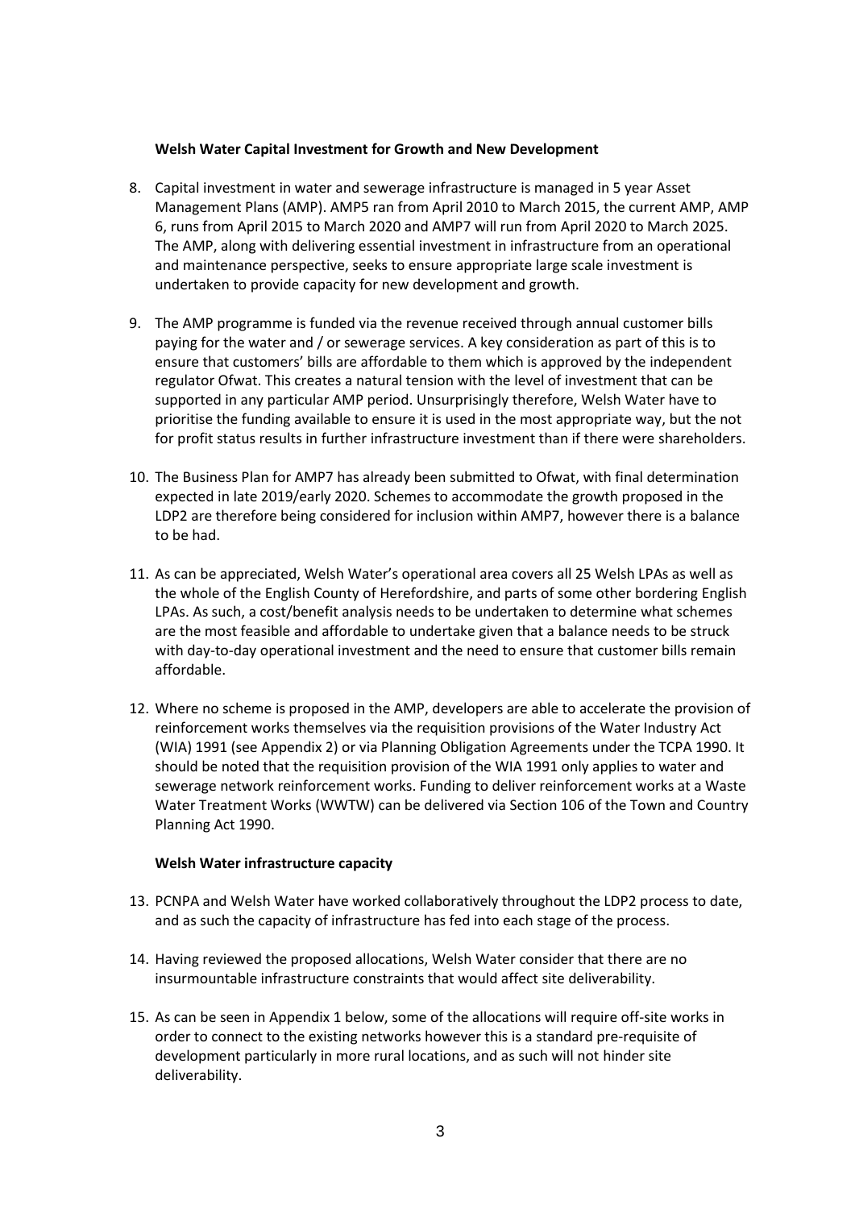**Welsh Water Capital Investment for Growth and New Development**

8. Capital investment in water and sewerage infrastructure is managed in 5 year Asset Management Plans (AMP). AMP5 ran from April 2010 to March 2015, the current AMP, AMP 6, runs from April 2015 to March 2020 and AMP7 will run from April 2020 to March 2025. The AMP, along with delivering essential investment in infrastructure from an operational and maintenance perspective, seeks to ensure appropriate large scale investment is undertaken to provide capacity for new development and growth.

9. The AMP programme is funded via the revenue received through annual customer bills paying for the water and / or sewerage services. A key consideration as part of this is to ensure that customers' bills are affordable to them which is approved by the independent regulator Ofwat. This creates a natural tension with the level of investment that can be supported in any particular AMP period. Unsurprisingly therefore, Welsh Water have to prioritise the funding available to ensure it is used in the most appropriate way, but the not for profit status results in further infrastructure investment than if there were shareholders.

10. The Business Plan for AMP7 has already been submitted to Ofwat, with final determination expected in late 2019/early 2020. Schemes to accommodate the growth proposed in the LDP2 are therefore being considered for inclusion within AMP7, however there is a balance to be had.

11. As can be appreciated, Welsh Water's operational area covers all 25 Welsh LPAs as well as the whole of the English County of Herefordshire, and parts of some other bordering English LPAs. As such, a cost/benefit analysis needs to be undertaken to determine what schemes are the most feasible and affordable to undertake given that a balance needs to be struck with day-to-day operational investment and the need to ensure that customer bills remain affordable.

12. Where no scheme is proposed in the AMP, developers are able to accelerate the provision of reinforcement works themselves via the requisition provisions of the Water Industry Act (WIA) 1991 (see Appendix 2) or via Planning Obligation Agreements under the TCPA 1990. It should be noted that the requisition provision of the WIA 1991 only applies to water and sewerage network reinforcement works. Funding to deliver reinforcement works at a Waste Water Treatment Works (WWTW) can be delivered via Section 106 of the Town and Country Planning Act 1990.

**Welsh Water infrastructure capacity**

13. PCNPA and Welsh Water have worked collaboratively throughout the LDP2 process to date, and as such the capacity of infrastructure has fed into each stage of the process.

14. Having reviewed the proposed allocations, Welsh Water consider that there are no insurmountable infrastructure constraints that would affect site deliverability.

15. As can be seen in Appendix 1 below, some of the allocations will require off-site works in order to connect to the existing networks however this is a standard pre-requisite of development particularly in more rural locations, and as such will not hinder site deliverability.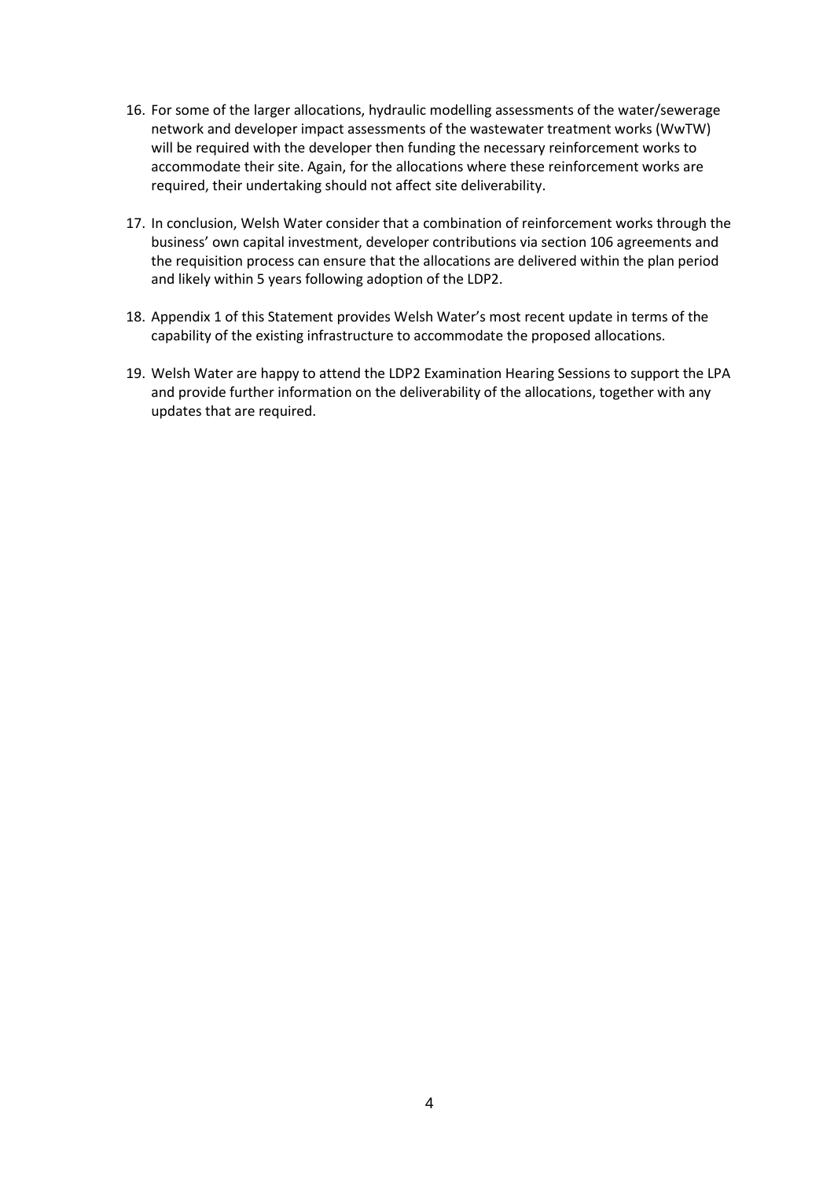16. For some of the larger allocations, hydraulic modelling assessments of the water/sewerage network and developer impact assessments of the wastewater treatment works (WwTW) will be required with the developer then funding the necessary reinforcement works to accommodate their site. Again, for the allocations where these reinforcement works are required, their undertaking should not affect site deliverability.

17. In conclusion, Welsh Water consider that a combination of reinforcement works through the business' own capital investment, developer contributions via section 106 agreements and the requisition process can ensure that the allocations are delivered within the plan period and likely within 5 years following adoption of the LDP2.

18. Appendix 1 of this Statement provides Welsh Water's most recent update in terms of the capability of the existing infrastructure to accommodate the proposed allocations.

19. Welsh Water are happy to attend the LDP2 Examination Hearing Sessions to support the LPA and provide further information on the deliverability of the allocations, together with any updates that are required.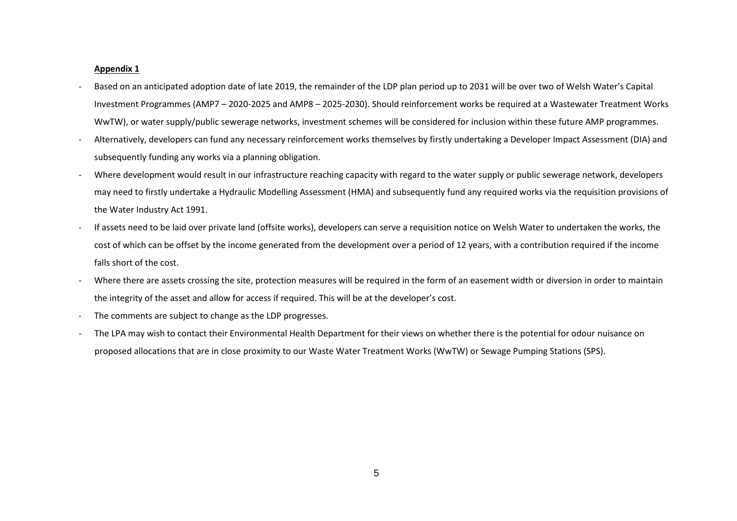**Appendix 1**

- Based on an anticipated adoption date of late 2019, the remainder of the LDP plan period up to 2031 will be over two of Welsh Water's Capital Investment Programmes (AMP7 – 2020-2025 and AMP8 – 2025-2030). Should reinforcement works be required at a Wastewater Treatment Works WwTW), or water supply/public sewerage networks, investment schemes will be considered for inclusion within these future AMP programmes.
- Alternatively, developers can fund any necessary reinforcement works themselves by firstly undertaking a Developer Impact Assessment (DIA) and subsequently funding any works via a planning obligation.
- Where development would result in our infrastructure reaching capacity with regard to the water supply or public sewerage network, developers may need to firstly undertake a Hydraulic Modelling Assessment (HMA) and subsequently fund any required works via the requisition provisions of the Water Industry Act 1991.
- If assets need to be laid over private land (offsite works), developers can serve a requisition notice on Welsh Water to undertaken the works, the cost of which can be offset by the income generated from the development over a period of 12 years, with a contribution required if the income falls short of the cost.
- Where there are assets crossing the site, protection measures will be required in the form of an easement width or diversion in order to maintain the integrity of the asset and allow for access if required. This will be at the developer's cost.
- The comments are subject to change as the LDP progresses.
- The LPA may wish to contact their Environmental Health Department for their views on whether there is the potential for odour nuisance on proposed allocations that are in close proximity to our Waste Water Treatment Works (WwTW) or Sewage Pumping Stations (SPS).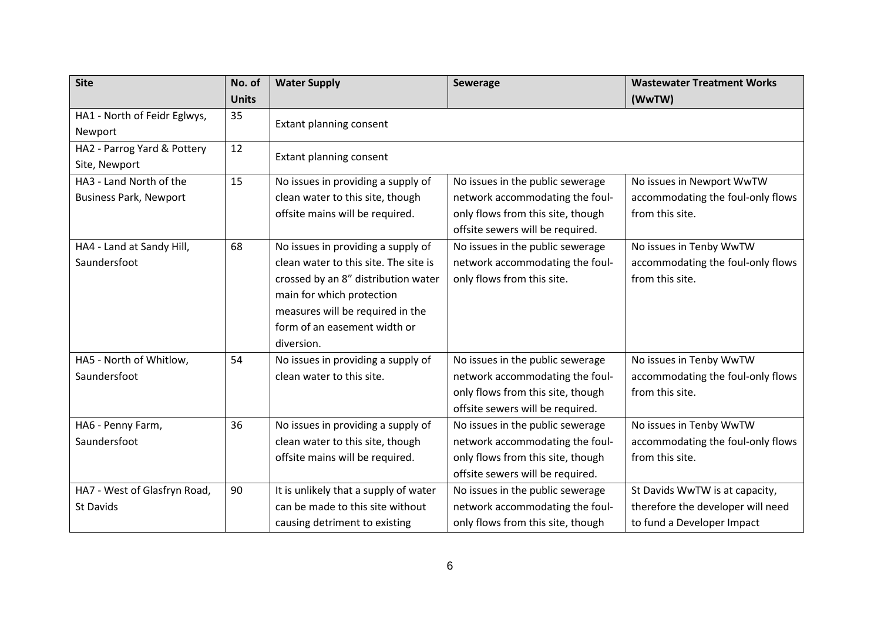| Site | No. of Units | Water Supply | Sewerage | Wastewater Treatment Works (WwTW) |
|---|---|---|---|---|
| HA1 - North of Feidr Eglwys, Newport | 35 | Extant planning consent | | |
| HA2 - Parrog Yard & Pottery Site, Newport | 12 | Extant planning consent | | |
| HA3 - Land North of the Business Park, Newport | 15 | No issues in providing a supply of clean water to this site, though offsite mains will be required. | No issues in the public sewerage network accommodating the foul-only flows from this site, though offsite sewers will be required. | No issues in Newport WwTW accommodating the foul-only flows from this site. |
| HA4 - Land at Sandy Hill, Saundersfoot | 68 | No issues in providing a supply of clean water to this site. The site is crossed by an 8" distribution water main for which protection measures will be required in the form of an easement width or diversion. | No issues in the public sewerage network accommodating the foul-only flows from this site. | No issues in Tenby WwTW accommodating the foul-only flows from this site. |
| HA5 - North of Whitlow, Saundersfoot | 54 | No issues in providing a supply of clean water to this site. | No issues in the public sewerage network accommodating the foul-only flows from this site, though offsite sewers will be required. | No issues in Tenby WwTW accommodating the foul-only flows from this site. |
| HA6 - Penny Farm, Saundersfoot | 36 | No issues in providing a supply of clean water to this site, though offsite mains will be required. | No issues in the public sewerage network accommodating the foul-only flows from this site, though offsite sewers will be required. | No issues in Tenby WwTW accommodating the foul-only flows from this site. |
| HA7 - West of Glasfryn Road, St Davids | 90 | It is unlikely that a supply of water can be made to this site without causing detriment to existing | No issues in the public sewerage network accommodating the foul-only flows from this site, though | St Davids WwTW is at capacity, therefore the developer will need to fund a Developer Impact |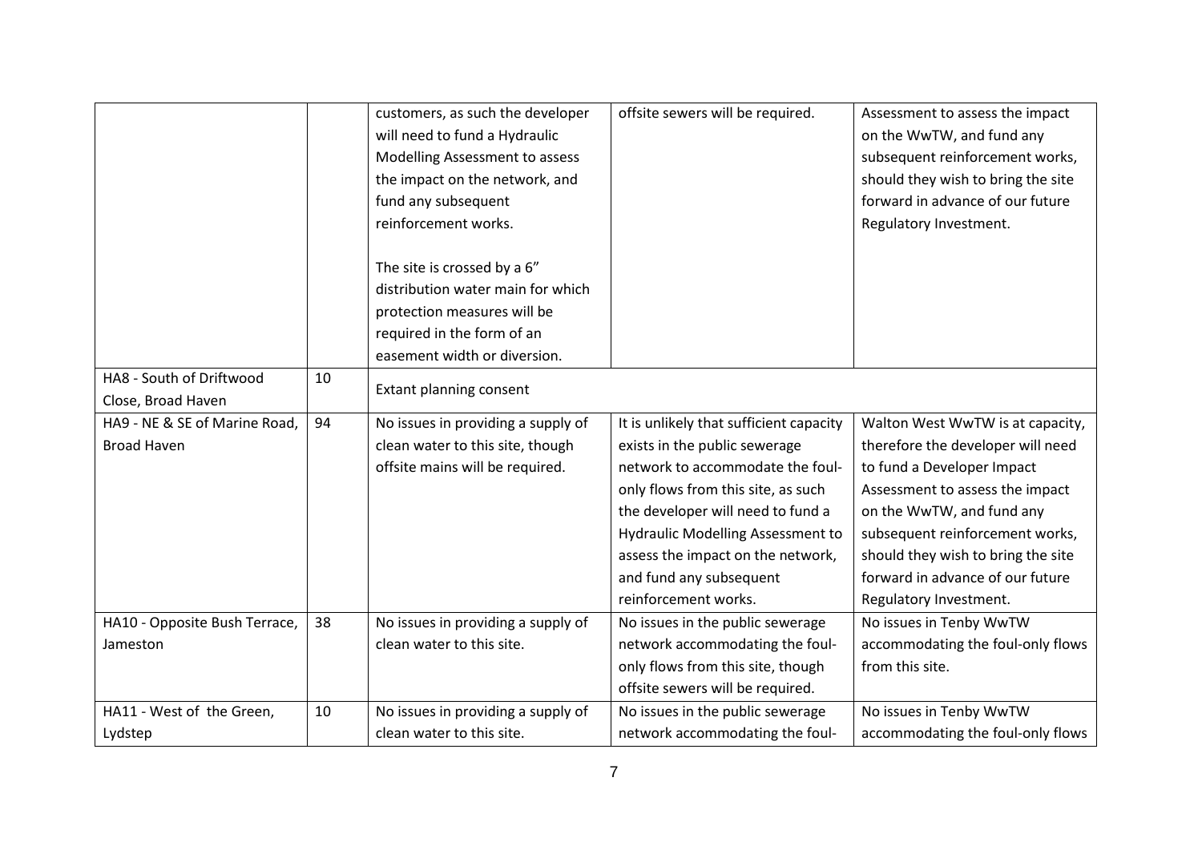| | | customers, as such the developer will need to fund a Hydraulic Modelling Assessment to assess the impact on the network, and fund any subsequent reinforcement works.<br><br>The site is crossed by a 6" distribution water main for which protection measures will be required in the form of an easement width or diversion. | offsite sewers will be required. | Assessment to assess the impact on the WwTW, and fund any subsequent reinforcement works, should they wish to bring the site forward in advance of our future Regulatory Investment. |
|---|---|---|---|---|
| HA8 - South of Driftwood Close, Broad Haven | 10 | Extant planning consent | | |
| HA9 - NE & SE of Marine Road, Broad Haven | 94 | No issues in providing a supply of clean water to this site, though offsite mains will be required. | It is unlikely that sufficient capacity exists in the public sewerage network to accommodate the foul-only flows from this site, as such the developer will need to fund a Hydraulic Modelling Assessment to assess the impact on the network, and fund any subsequent reinforcement works. | Walton West WwTW is at capacity, therefore the developer will need to fund a Developer Impact Assessment to assess the impact on the WwTW, and fund any subsequent reinforcement works, should they wish to bring the site forward in advance of our future Regulatory Investment. |
| HA10 - Opposite Bush Terrace, Jameston | 38 | No issues in providing a supply of clean water to this site. | No issues in the public sewerage network accommodating the foul-only flows from this site, though offsite sewers will be required. | No issues in Tenby WwTW accommodating the foul-only flows from this site. |
| HA11 - West of the Green, Lydstep | 10 | No issues in providing a supply of clean water to this site. | No issues in the public sewerage network accommodating the foul- | No issues in Tenby WwTW accommodating the foul-only flows |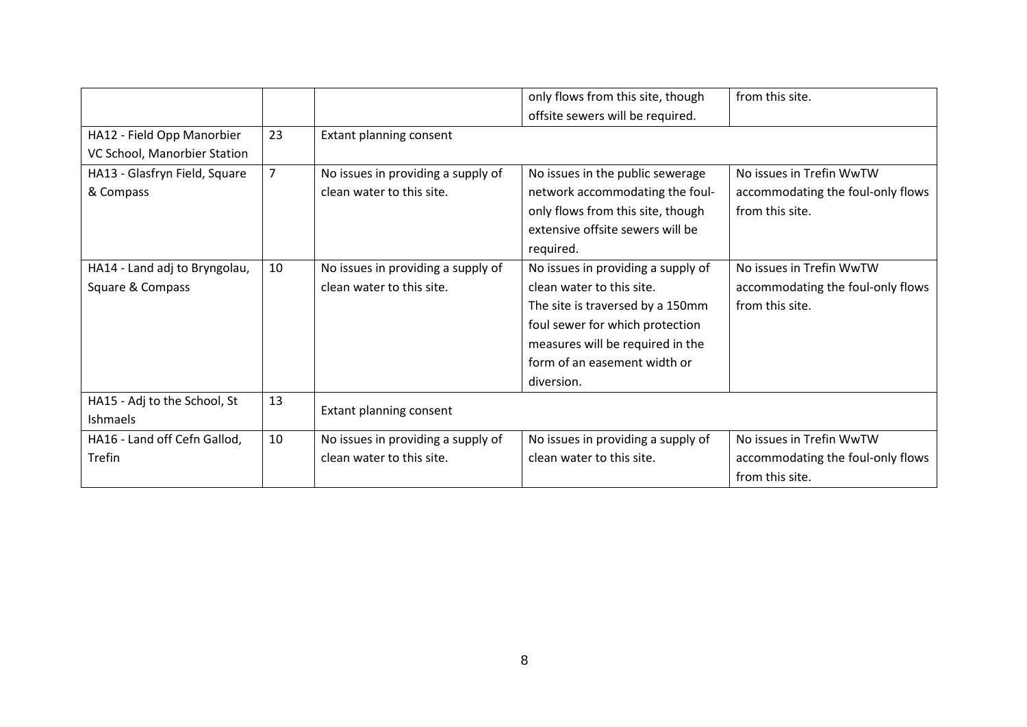| | | | | |
|---|---|---|---|---|
| | | | only flows from this site, though offsite sewers will be required. | from this site. |
| HA12 - Field Opp Manorbier VC School, Manorbier Station | 23 | Extant planning consent | | |
| HA13 - Glasfryn Field, Square & Compass | 7 | No issues in providing a supply of clean water to this site. | No issues in the public sewerage network accommodating the foul-only flows from this site, though extensive offsite sewers will be required. | No issues in Trefin WwTW accommodating the foul-only flows from this site. |
| HA14 - Land adj to Bryngolau, Square & Compass | 10 | No issues in providing a supply of clean water to this site. | No issues in providing a supply of clean water to this site. The site is traversed by a 150mm foul sewer for which protection measures will be required in the form of an easement width or diversion. | No issues in Trefin WwTW accommodating the foul-only flows from this site. |
| HA15 - Adj to the School, St Ishmaels | 13 | Extant planning consent | | |
| HA16 - Land off Cefn Gallod, Trefin | 10 | No issues in providing a supply of clean water to this site. | No issues in providing a supply of clean water to this site. | No issues in Trefin WwTW accommodating the foul-only flows from this site. |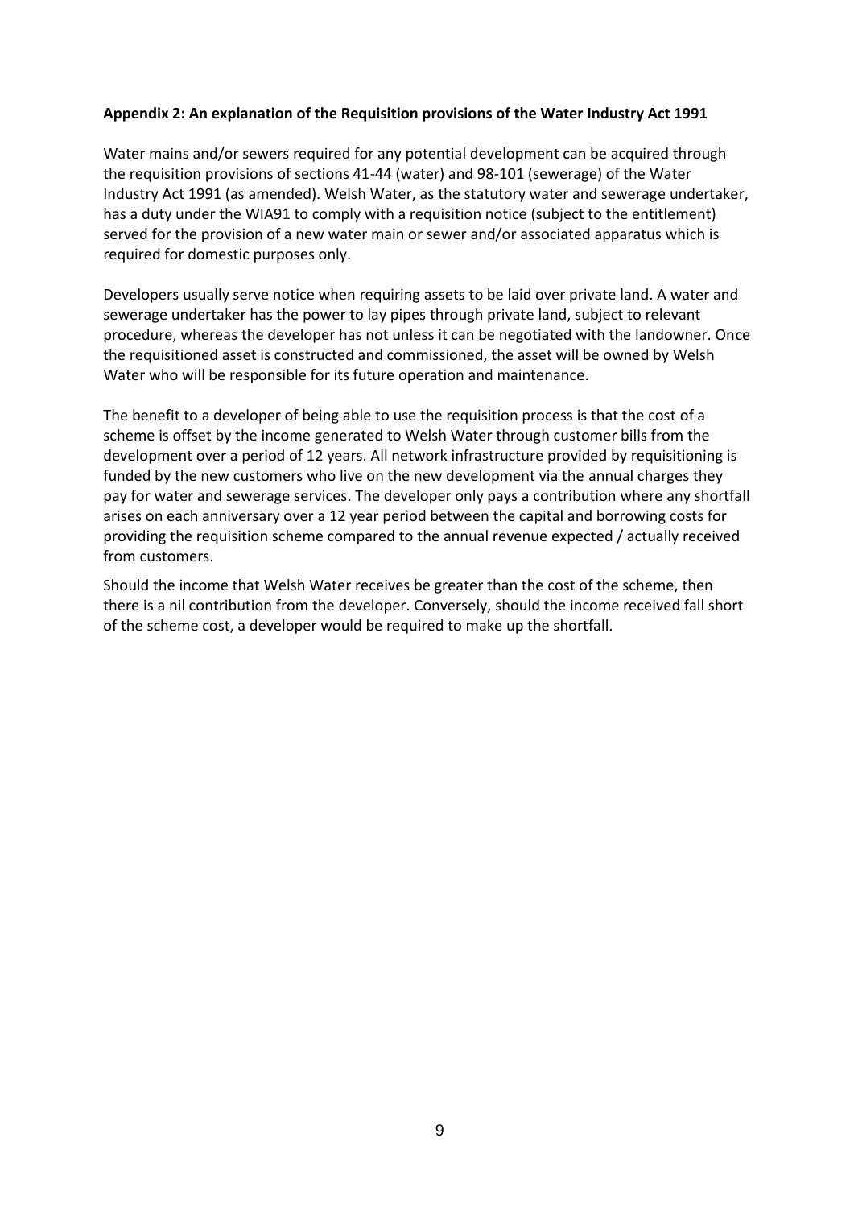**Appendix 2: An explanation of the Requisition provisions of the Water Industry Act 1991**

Water mains and/or sewers required for any potential development can be acquired through the requisition provisions of sections 41-44 (water) and 98-101 (sewerage) of the Water Industry Act 1991 (as amended). Welsh Water, as the statutory water and sewerage undertaker, has a duty under the WIA91 to comply with a requisition notice (subject to the entitlement) served for the provision of a new water main or sewer and/or associated apparatus which is required for domestic purposes only.

Developers usually serve notice when requiring assets to be laid over private land. A water and sewerage undertaker has the power to lay pipes through private land, subject to relevant procedure, whereas the developer has not unless it can be negotiated with the landowner. Once the requisitioned asset is constructed and commissioned, the asset will be owned by Welsh Water who will be responsible for its future operation and maintenance.

The benefit to a developer of being able to use the requisition process is that the cost of a scheme is offset by the income generated to Welsh Water through customer bills from the development over a period of 12 years. All network infrastructure provided by requisitioning is funded by the new customers who live on the new development via the annual charges they pay for water and sewerage services. The developer only pays a contribution where any shortfall arises on each anniversary over a 12 year period between the capital and borrowing costs for providing the requisition scheme compared to the annual revenue expected / actually received from customers.

Should the income that Welsh Water receives be greater than the cost of the scheme, then there is a nil contribution from the developer. Conversely, should the income received fall short of the scheme cost, a developer would be required to make up the shortfall.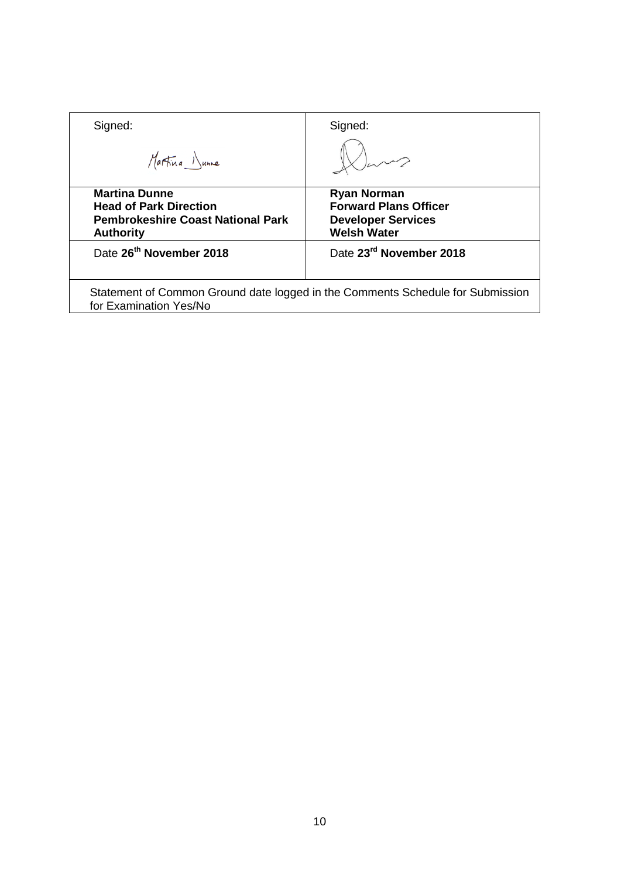| | |
|---|---|
| Signed: | Signed: |
| Martina Dunne | |
| **Martina Dunne**<br>**Head of Park Direction**<br>**Pembrokeshire Coast National Park Authority** | **Ryan Norman**<br>**Forward Plans Officer**<br>**Developer Services**<br>**Welsh Water** |
| Date **26th November 2018** | Date **23rd November 2018** |
| Statement of Common Ground date logged in the Comments Schedule for Submission for Examination Yes/~~No~~ | |